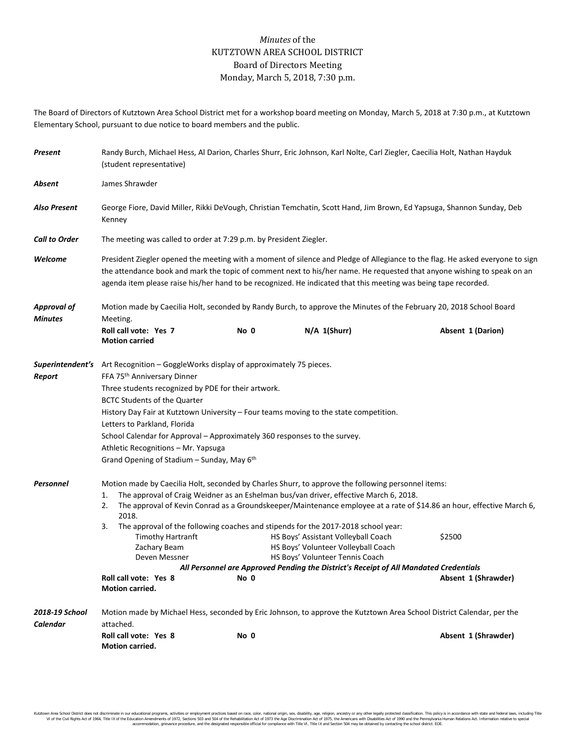# *Minutes* of the KUTZTOWN AREA SCHOOL DISTRICT Board of Directors Meeting Monday, March 5, 2018, 7:30 p.m.

The Board of Directors of Kutztown Area School District met for a workshop board meeting on Monday, March 5, 2018 at 7:30 p.m., at Kutztown Elementary School, pursuant to due notice to board members and the public.

***Present*** Randy Burch, Michael Hess, Al Darion, Charles Shurr, Eric Johnson, Karl Nolte, Carl Ziegler, Caecilia Holt, Nathan Hayduk (student representative)

***Absent*** James Shrawder

***Also Present*** George Fiore, David Miller, Rikki DeVough, Christian Temchatin, Scott Hand, Jim Brown, Ed Yapsuga, Shannon Sunday, Deb Kenney

***Call to Order*** The meeting was called to order at 7:29 p.m. by President Ziegler.

***Welcome*** President Ziegler opened the meeting with a moment of silence and Pledge of Allegiance to the flag. He asked everyone to sign the attendance book and mark the topic of comment next to his/her name. He requested that anyone wishing to speak on an agenda item please raise his/her hand to be recognized. He indicated that this meeting was being tape recorded.

***Approval of Minutes*** Motion made by Caecilia Holt, seconded by Randy Burch, to approve the Minutes of the February 20, 2018 School Board Meeting.

**Roll call vote: Yes 7** **No 0** **N/A 1(Shurr)** **Absent 1 (Darion)**
**Motion carried**

***Superintendent's Report***

Art Recognition – GoggleWorks display of approximately 75 pieces.
FFA 75th Anniversary Dinner
Three students recognized by PDE for their artwork.
BCTC Students of the Quarter
History Day Fair at Kutztown University – Four teams moving to the state competition.
Letters to Parkland, Florida
School Calendar for Approval – Approximately 360 responses to the survey.
Athletic Recognitions – Mr. Yapsuga
Grand Opening of Stadium – Sunday, May 6th

***Personnel*** Motion made by Caecilia Holt, seconded by Charles Shurr, to approve the following personnel items:

1. The approval of Craig Weidner as an Eshelman bus/van driver, effective March 6, 2018.
2. The approval of Kevin Conrad as a Groundskeeper/Maintenance employee at a rate of $14.86 an hour, effective March 6, 2018.
3. The approval of the following coaches and stipends for the 2017-2018 school year:

| | | |
|---|---|---|
| Timothy Hartranft | HS Boys' Assistant Volleyball Coach | $2500 |
| Zachary Beam | HS Boys' Volunteer Volleyball Coach | |
| Deven Messner | HS Boys' Volunteer Tennis Coach | |

***All Personnel are Approved Pending the District's Receipt of All Mandated Credentials***

**Roll call vote: Yes 8** **No 0** **Absent 1 (Shrawder)**
**Motion carried.**

***2018-19 School Calendar*** Motion made by Michael Hess, seconded by Eric Johnson, to approve the Kutztown Area School District Calendar, per the attached.

**Roll call vote: Yes 8** **No 0** **Absent 1 (Shrawder)**
**Motion carried.**

Kutztown Area School District does not discriminate in our educational programs, activities or employment practices based on race, color, national origin, sex, disability, age, religion, ancestry or any other legally protected classification. This policy is in accordance with state and federal laws, including Title VI of the Civil Rights Act of 1964, Title IX of the Education Amendments of 1972, Sections 503 and 504 of the Rehabilitation Act of 1973 the Age Discrimination Act of 1975, the Americans with Disabilities Act of 1990 and the Pennsylvania Human Relations Act. Information relative to special accommodation, grievance procedure, and the designated responsible official for compliance with Title VI, Title IX and Section 504 may be obtained by contacting the school district. EOE.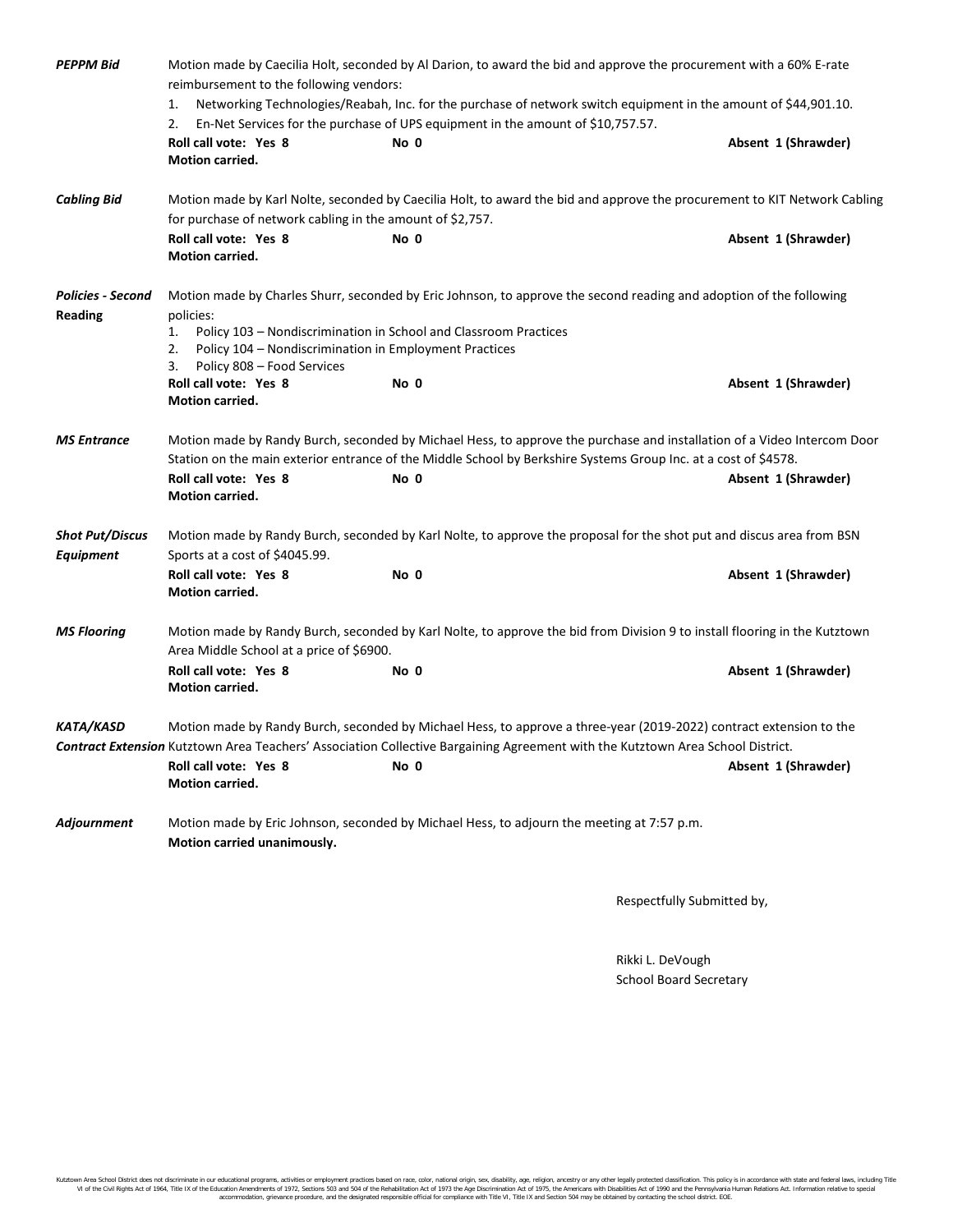**_PEPPM Bid_** Motion made by Caecilia Holt, seconded by Al Darion, to award the bid and approve the procurement with a 60% E-rate reimbursement to the following vendors:

1. Networking Technologies/Reabah, Inc. for the purchase of network switch equipment in the amount of $44,901.10.
2. En-Net Services for the purchase of UPS equipment in the amount of $10,757.57.

**Roll call vote: Yes 8** **No 0** **Absent 1 (Shrawder)**
**Motion carried.**

**_Cabling Bid_** Motion made by Karl Nolte, seconded by Caecilia Holt, to award the bid and approve the procurement to KIT Network Cabling for purchase of network cabling in the amount of $2,757.

**Roll call vote: Yes 8** **No 0** **Absent 1 (Shrawder)**
**Motion carried.**

**_Policies - Second Reading_** Motion made by Charles Shurr, seconded by Eric Johnson, to approve the second reading and adoption of the following policies:

1. Policy 103 – Nondiscrimination in School and Classroom Practices
2. Policy 104 – Nondiscrimination in Employment Practices
3. Policy 808 – Food Services

**Roll call vote: Yes 8** **No 0** **Absent 1 (Shrawder)**
**Motion carried.**

**_MS Entrance_** Motion made by Randy Burch, seconded by Michael Hess, to approve the purchase and installation of a Video Intercom Door Station on the main exterior entrance of the Middle School by Berkshire Systems Group Inc. at a cost of $4578.

**Roll call vote: Yes 8** **No 0** **Absent 1 (Shrawder)**
**Motion carried.**

**_Shot Put/Discus Equipment_** Motion made by Randy Burch, seconded by Karl Nolte, to approve the proposal for the shot put and discus area from BSN Sports at a cost of $4045.99.

**Roll call vote: Yes 8** **No 0** **Absent 1 (Shrawder)**
**Motion carried.**

**_MS Flooring_** Motion made by Randy Burch, seconded by Karl Nolte, to approve the bid from Division 9 to install flooring in the Kutztown Area Middle School at a price of $6900.

**Roll call vote: Yes 8** **No 0** **Absent 1 (Shrawder)**
**Motion carried.**

**_KATA/KASD Contract Extension_** Motion made by Randy Burch, seconded by Michael Hess, to approve a three-year (2019-2022) contract extension to the Kutztown Area Teachers' Association Collective Bargaining Agreement with the Kutztown Area School District.

**Roll call vote: Yes 8** **No 0** **Absent 1 (Shrawder)**
**Motion carried.**

**_Adjournment_** Motion made by Eric Johnson, seconded by Michael Hess, to adjourn the meeting at 7:57 p.m.
**Motion carried unanimously.**

Respectfully Submitted by,

Rikki L. DeVough
School Board Secretary

Kutztown Area School District does not discriminate in our educational programs, activities or employment practices based on race, color, national origin, sex, disability, age, religion, ancestry or any other legally protected classification. This policy is in accordance with state and federal laws, including Title VI of the Civil Rights Act of 1964, Title IX of the Education Amendments of 1972, Sections 503 and 504 of the Rehabilitation Act of 1973 the Age Discrimination Act of 1975, the Americans with Disabilities Act of 1990 and the Pennsylvania Human Relations Act. Information relative to special accommodation, grievance procedure, and the designated responsible official for compliance with Title VI, Title IX and Section 504 may be obtained by contacting the school district. EOE.